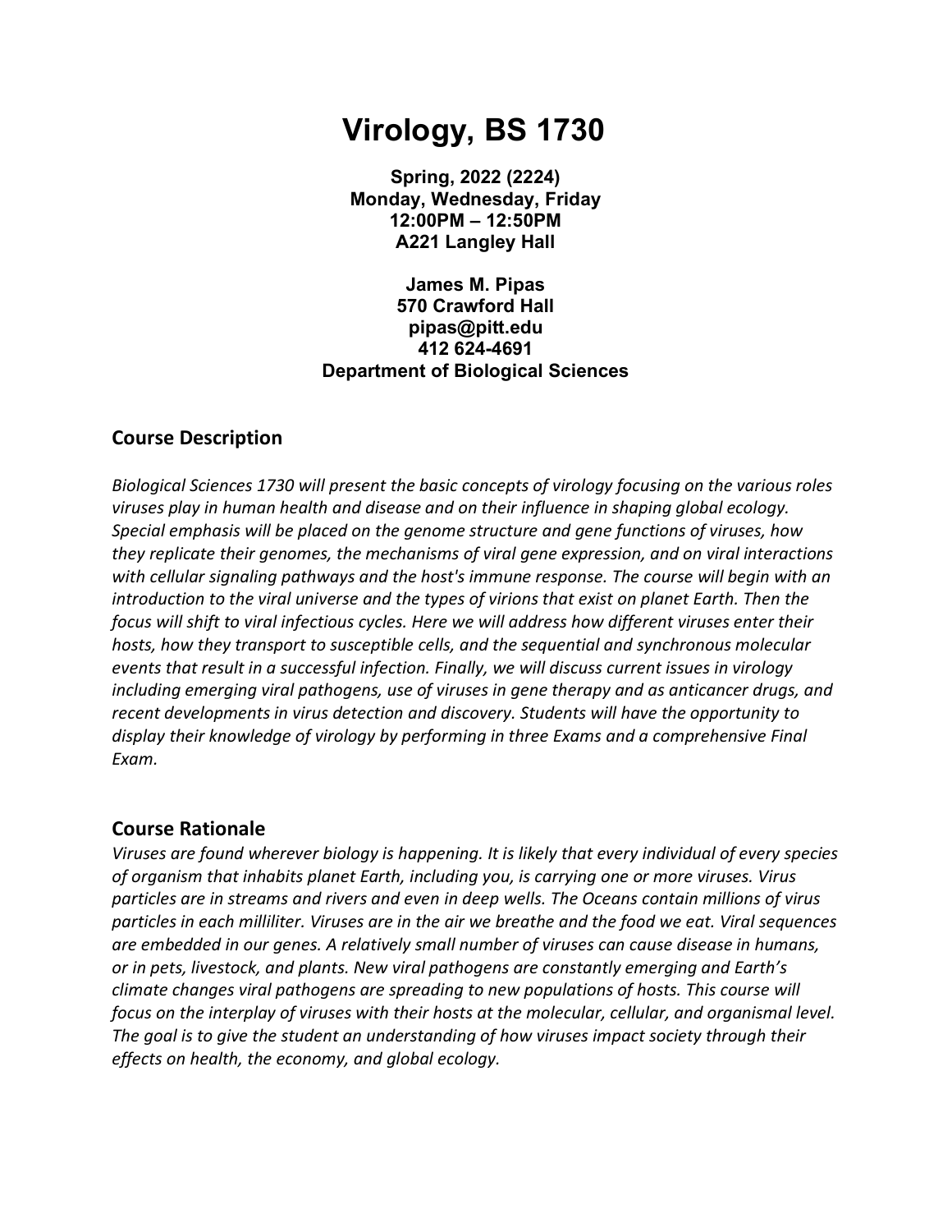# Virology, BS 1730

**Spring, 2022 (2224)**
**Monday, Wednesday, Friday**
**12:00PM – 12:50PM**
**A221 Langley Hall**

**James M. Pipas**
**570 Crawford Hall**
**pipas@pitt.edu**
**412 624-4691**
**Department of Biological Sciences**

## Course Description

*Biological Sciences 1730 will present the basic concepts of virology focusing on the various roles viruses play in human health and disease and on their influence in shaping global ecology. Special emphasis will be placed on the genome structure and gene functions of viruses, how they replicate their genomes, the mechanisms of viral gene expression, and on viral interactions with cellular signaling pathways and the host's immune response. The course will begin with an introduction to the viral universe and the types of virions that exist on planet Earth. Then the focus will shift to viral infectious cycles. Here we will address how different viruses enter their hosts, how they transport to susceptible cells, and the sequential and synchronous molecular events that result in a successful infection. Finally, we will discuss current issues in virology including emerging viral pathogens, use of viruses in gene therapy and as anticancer drugs, and recent developments in virus detection and discovery. Students will have the opportunity to display their knowledge of virology by performing in three Exams and a comprehensive Final Exam.*

## Course Rationale

*Viruses are found wherever biology is happening. It is likely that every individual of every species of organism that inhabits planet Earth, including you, is carrying one or more viruses. Virus particles are in streams and rivers and even in deep wells. The Oceans contain millions of virus particles in each milliliter. Viruses are in the air we breathe and the food we eat. Viral sequences are embedded in our genes. A relatively small number of viruses can cause disease in humans, or in pets, livestock, and plants. New viral pathogens are constantly emerging and Earth's climate changes viral pathogens are spreading to new populations of hosts. This course will focus on the interplay of viruses with their hosts at the molecular, cellular, and organismal level. The goal is to give the student an understanding of how viruses impact society through their effects on health, the economy, and global ecology.*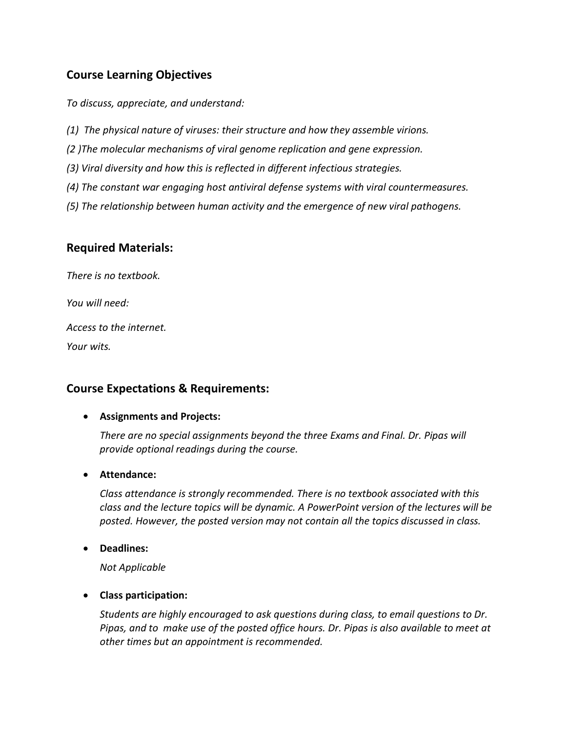## Course Learning Objectives

*To discuss, appreciate, and understand:*

*(1) The physical nature of viruses: their structure and how they assemble virions.*

*(2 )The molecular mechanisms of viral genome replication and gene expression.*

*(3) Viral diversity and how this is reflected in different infectious strategies.*

*(4) The constant war engaging host antiviral defense systems with viral countermeasures.*

*(5) The relationship between human activity and the emergence of new viral pathogens.*

## Required Materials:

*There is no textbook.*

*You will need:*

*Access to the internet.*

*Your wits.*

## Course Expectations & Requirements:

- **Assignments and Projects:**

  *There are no special assignments beyond the three Exams and Final. Dr. Pipas will provide optional readings during the course.*

- **Attendance:**

  *Class attendance is strongly recommended. There is no textbook associated with this class and the lecture topics will be dynamic. A PowerPoint version of the lectures will be posted. However, the posted version may not contain all the topics discussed in class.*

- **Deadlines:**

  *Not Applicable*

- **Class participation:**

  *Students are highly encouraged to ask questions during class, to email questions to Dr. Pipas, and to make use of the posted office hours. Dr. Pipas is also available to meet at other times but an appointment is recommended.*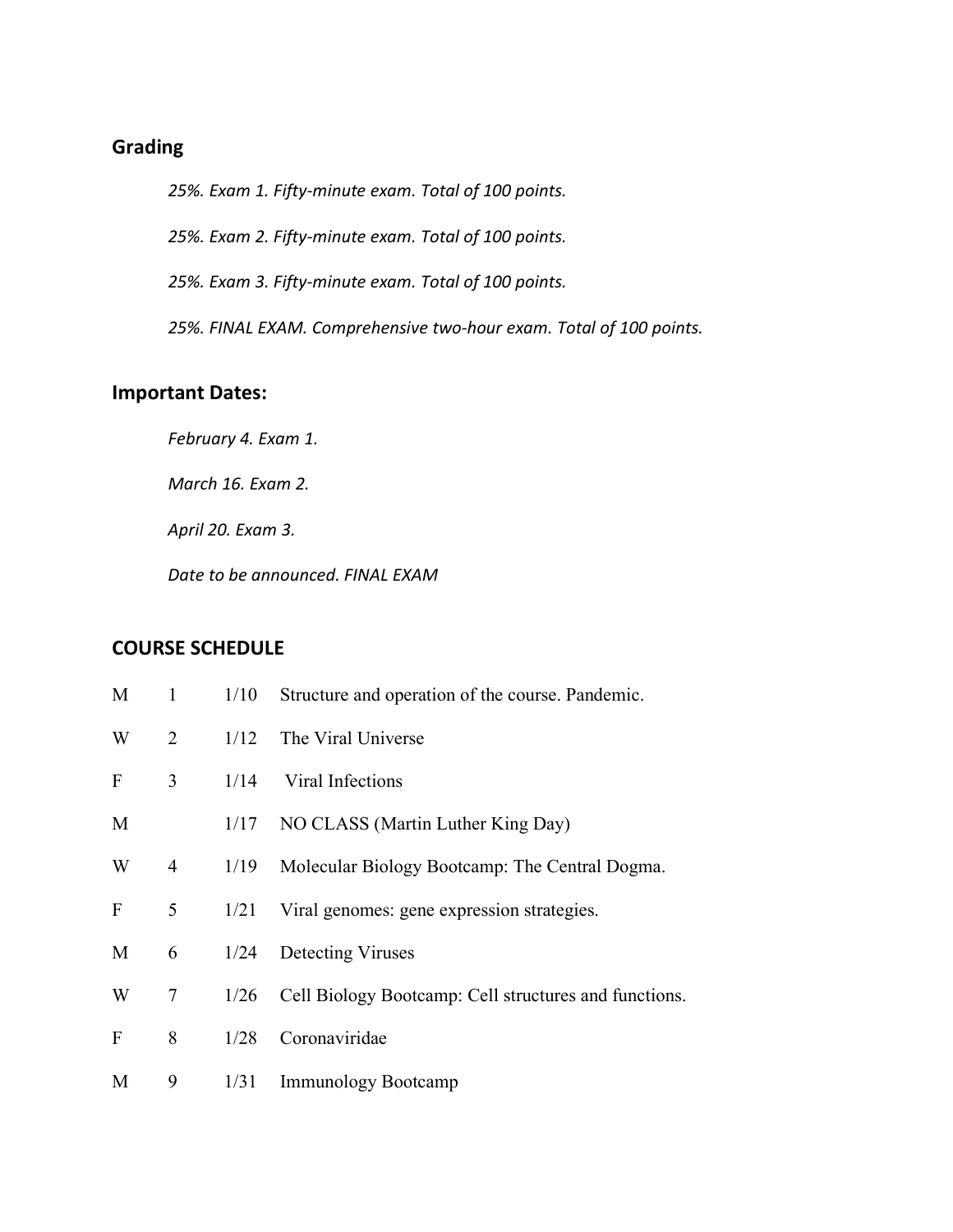## Grading

*25%. Exam 1. Fifty-minute exam. Total of 100 points.*

*25%. Exam 2. Fifty-minute exam. Total of 100 points.*

*25%. Exam 3. Fifty-minute exam. Total of 100 points.*

*25%. FINAL EXAM. Comprehensive two-hour exam. Total of 100 points.*

## Important Dates:

*February 4. Exam 1.*

*March 16. Exam 2.*

*April 20. Exam 3.*

*Date to be announced. FINAL EXAM*

## COURSE SCHEDULE

| | | | |
|---|---|---|---|
| M | 1 | 1/10 | Structure and operation of the course. Pandemic. |
| W | 2 | 1/12 | The Viral Universe |
| F | 3 | 1/14 | Viral Infections |
| M | | 1/17 | NO CLASS (Martin Luther King Day) |
| W | 4 | 1/19 | Molecular Biology Bootcamp: The Central Dogma. |
| F | 5 | 1/21 | Viral genomes: gene expression strategies. |
| M | 6 | 1/24 | Detecting Viruses |
| W | 7 | 1/26 | Cell Biology Bootcamp: Cell structures and functions. |
| F | 8 | 1/28 | Coronaviridae |
| M | 9 | 1/31 | Immunology Bootcamp |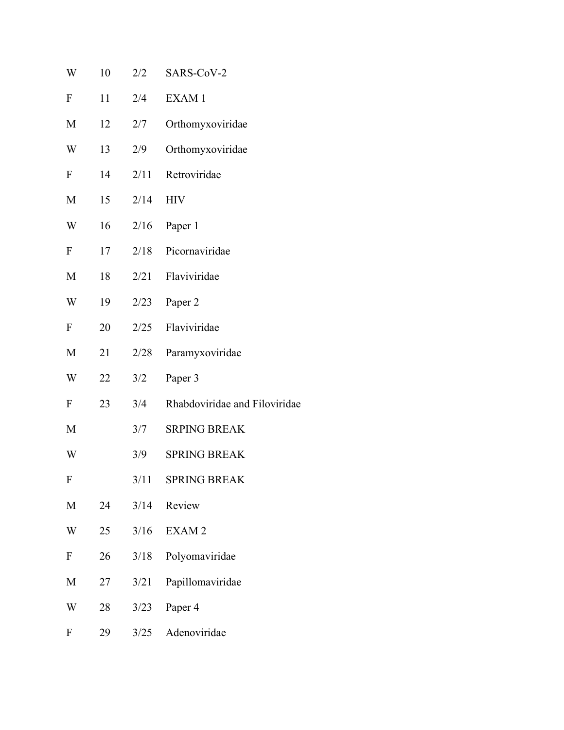| | | | |
|---|---|---|---|
| W | 10 | 2/2 | SARS-CoV-2 |
| F | 11 | 2/4 | EXAM 1 |
| M | 12 | 2/7 | Orthomyxoviridae |
| W | 13 | 2/9 | Orthomyxoviridae |
| F | 14 | 2/11 | Retroviridae |
| M | 15 | 2/14 | HIV |
| W | 16 | 2/16 | Paper 1 |
| F | 17 | 2/18 | Picornaviridae |
| M | 18 | 2/21 | Flaviviridae |
| W | 19 | 2/23 | Paper 2 |
| F | 20 | 2/25 | Flaviviridae |
| M | 21 | 2/28 | Paramyxoviridae |
| W | 22 | 3/2 | Paper 3 |
| F | 23 | 3/4 | Rhabdoviridae and Filoviridae |
| M | | 3/7 | SRPING BREAK |
| W | | 3/9 | SPRING BREAK |
| F | | 3/11 | SPRING BREAK |
| M | 24 | 3/14 | Review |
| W | 25 | 3/16 | EXAM 2 |
| F | 26 | 3/18 | Polyomaviridae |
| M | 27 | 3/21 | Papillomaviridae |
| W | 28 | 3/23 | Paper 4 |
| F | 29 | 3/25 | Adenoviridae |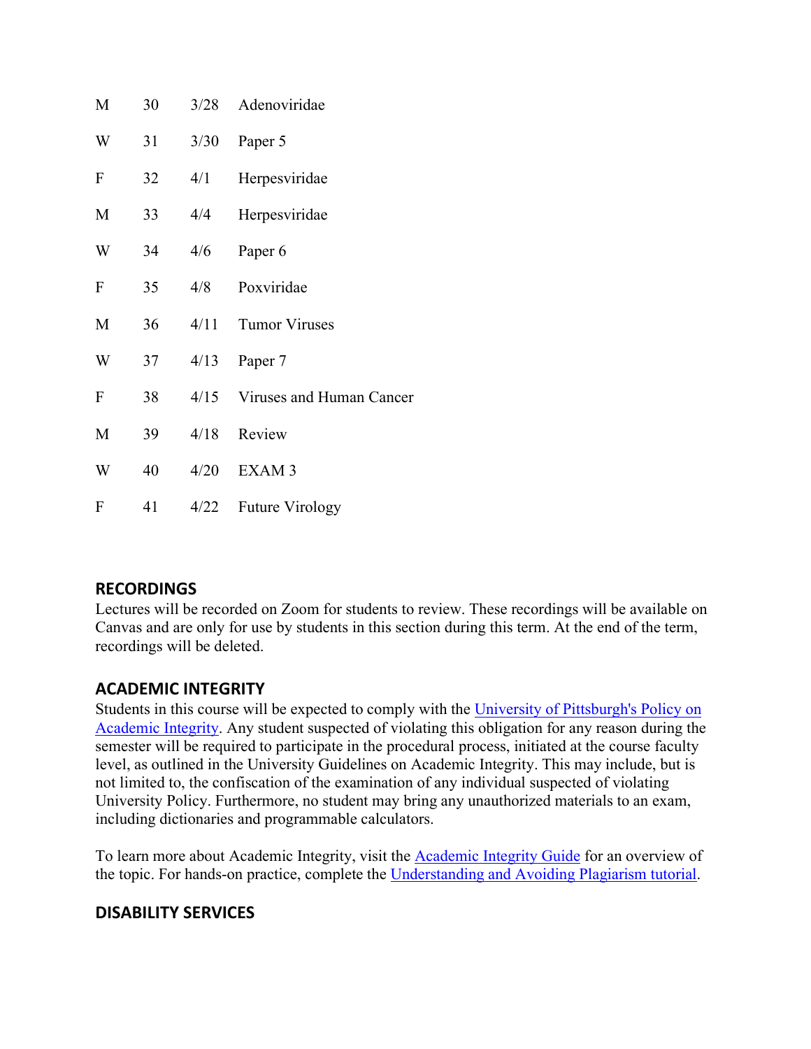| | | | |
|---|---|---|---|
| M | 30 | 3/28 | Adenoviridae |
| W | 31 | 3/30 | Paper 5 |
| F | 32 | 4/1 | Herpesviridae |
| M | 33 | 4/4 | Herpesviridae |
| W | 34 | 4/6 | Paper 6 |
| F | 35 | 4/8 | Poxviridae |
| M | 36 | 4/11 | Tumor Viruses |
| W | 37 | 4/13 | Paper 7 |
| F | 38 | 4/15 | Viruses and Human Cancer |
| M | 39 | 4/18 | Review |
| W | 40 | 4/20 | EXAM 3 |
| F | 41 | 4/22 | Future Virology |

## RECORDINGS

Lectures will be recorded on Zoom for students to review. These recordings will be available on Canvas and are only for use by students in this section during this term. At the end of the term, recordings will be deleted.

## ACADEMIC INTEGRITY

Students in this course will be expected to comply with the University of Pittsburgh's Policy on Academic Integrity. Any student suspected of violating this obligation for any reason during the semester will be required to participate in the procedural process, initiated at the course faculty level, as outlined in the University Guidelines on Academic Integrity. This may include, but is not limited to, the confiscation of the examination of any individual suspected of violating University Policy. Furthermore, no student may bring any unauthorized materials to an exam, including dictionaries and programmable calculators.

To learn more about Academic Integrity, visit the Academic Integrity Guide for an overview of the topic. For hands-on practice, complete the Understanding and Avoiding Plagiarism tutorial.

## DISABILITY SERVICES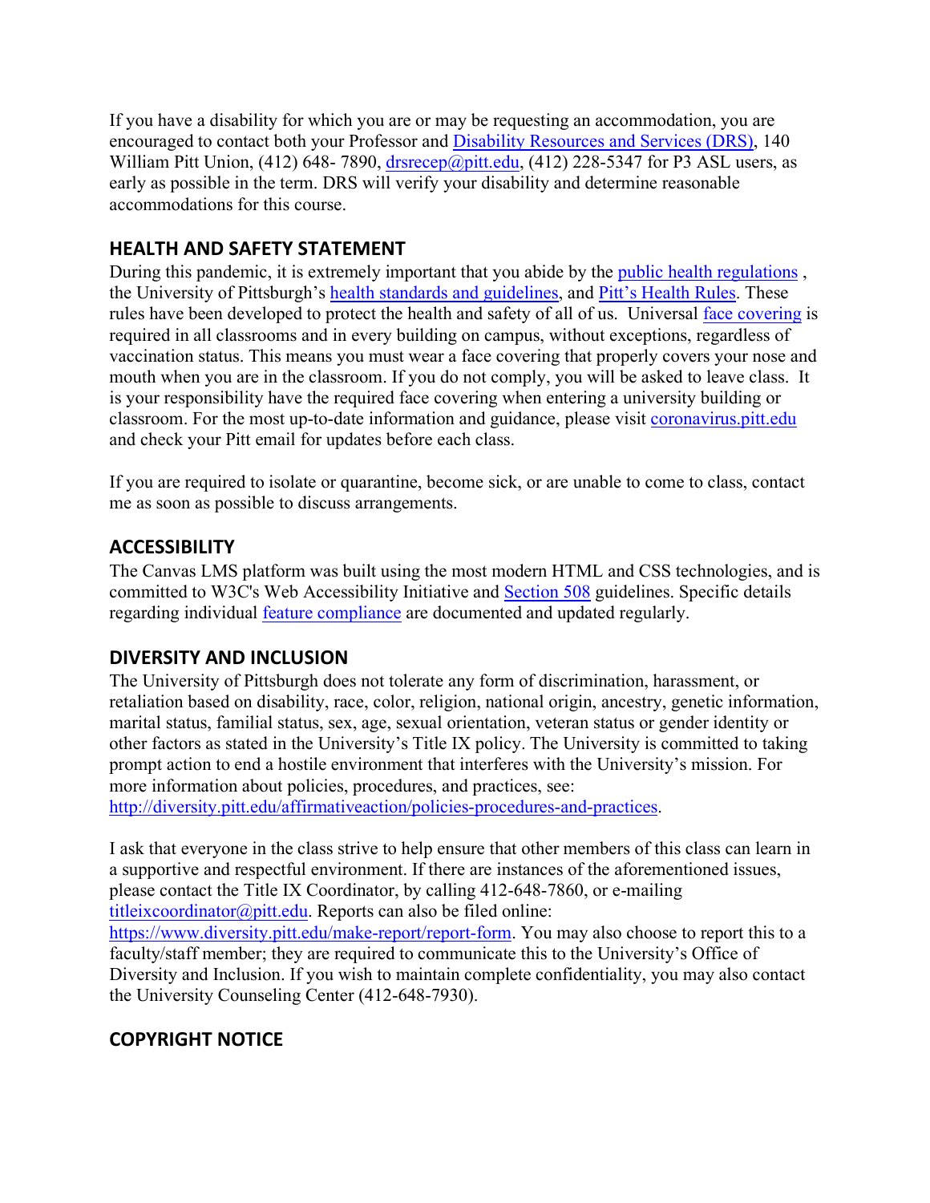If you have a disability for which you are or may be requesting an accommodation, you are encouraged to contact both your Professor and [Disability Resources and Services (DRS)](), 140 William Pitt Union, (412) 648- 7890, [drsrecep@pitt.edu](), (412) 228-5347 for P3 ASL users, as early as possible in the term. DRS will verify your disability and determine reasonable accommodations for this course.

## HEALTH AND SAFETY STATEMENT

During this pandemic, it is extremely important that you abide by the [public health regulations]() , the University of Pittsburgh's [health standards and guidelines](), and [Pitt's Health Rules](). These rules have been developed to protect the health and safety of all of us. Universal [face covering]() is required in all classrooms and in every building on campus, without exceptions, regardless of vaccination status. This means you must wear a face covering that properly covers your nose and mouth when you are in the classroom. If you do not comply, you will be asked to leave class. It is your responsibility have the required face covering when entering a university building or classroom. For the most up-to-date information and guidance, please visit [coronavirus.pitt.edu]() and check your Pitt email for updates before each class.

If you are required to isolate or quarantine, become sick, or are unable to come to class, contact me as soon as possible to discuss arrangements.

## ACCESSIBILITY

The Canvas LMS platform was built using the most modern HTML and CSS technologies, and is committed to W3C's Web Accessibility Initiative and [Section 508]() guidelines. Specific details regarding individual [feature compliance]() are documented and updated regularly.

## DIVERSITY AND INCLUSION

The University of Pittsburgh does not tolerate any form of discrimination, harassment, or retaliation based on disability, race, color, religion, national origin, ancestry, genetic information, marital status, familial status, sex, age, sexual orientation, veteran status or gender identity or other factors as stated in the University's Title IX policy. The University is committed to taking prompt action to end a hostile environment that interferes with the University's mission. For more information about policies, procedures, and practices, see: http://diversity.pitt.edu/affirmativeaction/policies-procedures-and-practices.

I ask that everyone in the class strive to help ensure that other members of this class can learn in a supportive and respectful environment. If there are instances of the aforementioned issues, please contact the Title IX Coordinator, by calling 412-648-7860, or e-mailing titleixcoordinator@pitt.edu. Reports can also be filed online: https://www.diversity.pitt.edu/make-report/report-form. You may also choose to report this to a faculty/staff member; they are required to communicate this to the University's Office of Diversity and Inclusion. If you wish to maintain complete confidentiality, you may also contact the University Counseling Center (412-648-7930).

## COPYRIGHT NOTICE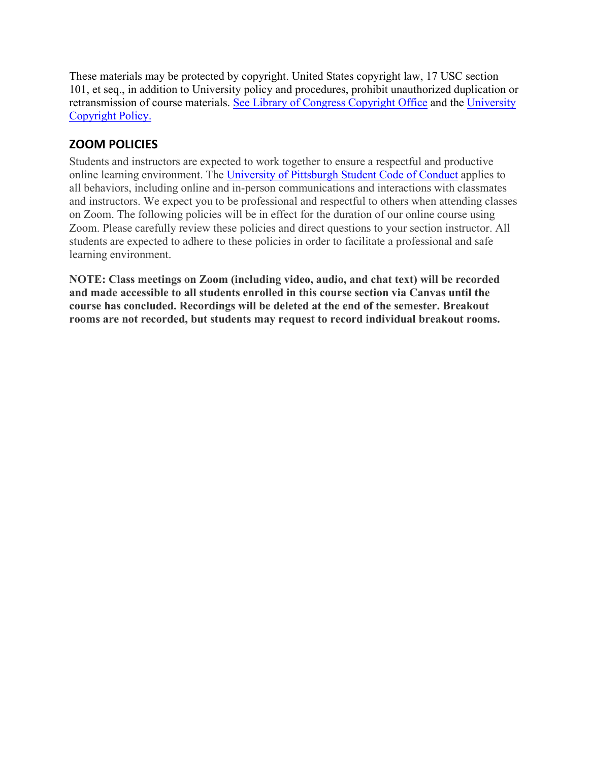These materials may be protected by copyright. United States copyright law, 17 USC section 101, et seq., in addition to University policy and procedures, prohibit unauthorized duplication or retransmission of course materials. See Library of Congress Copyright Office and the University Copyright Policy.

## ZOOM POLICIES

Students and instructors are expected to work together to ensure a respectful and productive online learning environment. The University of Pittsburgh Student Code of Conduct applies to all behaviors, including online and in-person communications and interactions with classmates and instructors. We expect you to be professional and respectful to others when attending classes on Zoom. The following policies will be in effect for the duration of our online course using Zoom. Please carefully review these policies and direct questions to your section instructor. All students are expected to adhere to these policies in order to facilitate a professional and safe learning environment.

**NOTE: Class meetings on Zoom (including video, audio, and chat text) will be recorded and made accessible to all students enrolled in this course section via Canvas until the course has concluded. Recordings will be deleted at the end of the semester. Breakout rooms are not recorded, but students may request to record individual breakout rooms.**